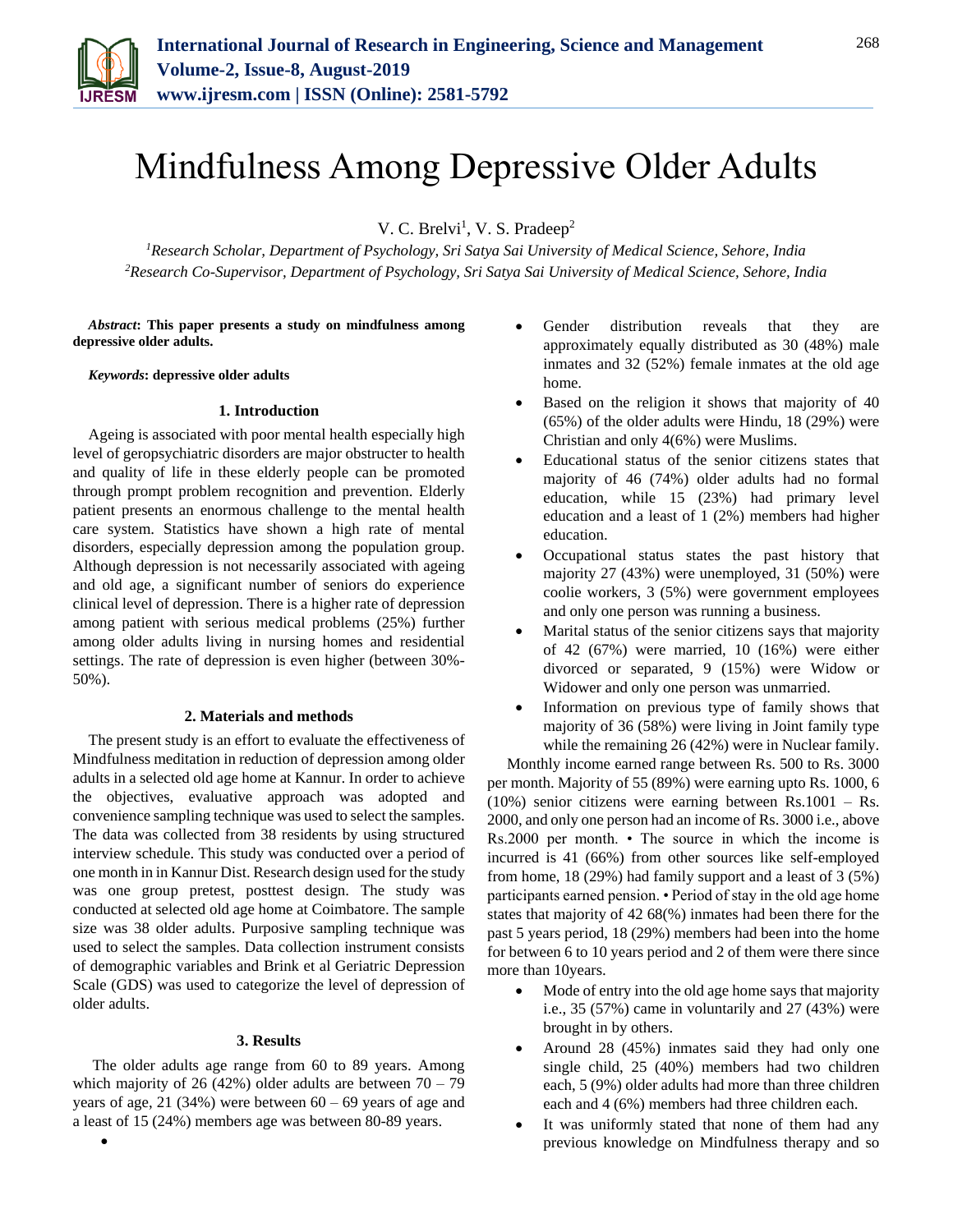# Mindfulness Among Depressive Older Adults

V. C. Brelvi[1], V. S. Pradeep[2]

[1]*Research Scholar, Department of Psychology, Sri Satya Sai University of Medical Science, Sehore, India*
[2]*Research Co-Supervisor, Department of Psychology, Sri Satya Sai University of Medical Science, Sehore, India*

***Abstract*: This paper presents a study on mindfulness among depressive older adults.**

***Keywords*: depressive older adults**

## 1. Introduction

Ageing is associated with poor mental health especially high level of geropsychiatric disorders are major obstructer to health and quality of life in these elderly people can be promoted through prompt problem recognition and prevention. Elderly patient presents an enormous challenge to the mental health care system. Statistics have shown a high rate of mental disorders, especially depression among the population group. Although depression is not necessarily associated with ageing and old age, a significant number of seniors do experience clinical level of depression. There is a higher rate of depression among patient with serious medical problems (25%) further among older adults living in nursing homes and residential settings. The rate of depression is even higher (between 30%-50%).

## 2. Materials and methods

The present study is an effort to evaluate the effectiveness of Mindfulness meditation in reduction of depression among older adults in a selected old age home at Kannur. In order to achieve the objectives, evaluative approach was adopted and convenience sampling technique was used to select the samples. The data was collected from 38 residents by using structured interview schedule. This study was conducted over a period of one month in in Kannur Dist. Research design used for the study was one group pretest, posttest design. The study was conducted at selected old age home at Coimbatore. The sample size was 38 older adults. Purposive sampling technique was used to select the samples. Data collection instrument consists of demographic variables and Brink et al Geriatric Depression Scale (GDS) was used to categorize the level of depression of older adults.

## 3. Results

The older adults age range from 60 to 89 years. Among which majority of 26 (42%) older adults are between 70 – 79 years of age, 21 (34%) were between 60 – 69 years of age and a least of 15 (24%) members age was between 80-89 years.

- Gender distribution reveals that they are approximately equally distributed as 30 (48%) male inmates and 32 (52%) female inmates at the old age home.
- Based on the religion it shows that majority of 40 (65%) of the older adults were Hindu, 18 (29%) were Christian and only 4(6%) were Muslims.
- Educational status of the senior citizens states that majority of 46 (74%) older adults had no formal education, while 15 (23%) had primary level education and a least of 1 (2%) members had higher education.
- Occupational status states the past history that majority 27 (43%) were unemployed, 31 (50%) were coolie workers, 3 (5%) were government employees and only one person was running a business.
- Marital status of the senior citizens says that majority of 42 (67%) were married, 10 (16%) were either divorced or separated, 9 (15%) were Widow or Widower and only one person was unmarried.
- Information on previous type of family shows that majority of 36 (58%) were living in Joint family type while the remaining 26 (42%) were in Nuclear family.

Monthly income earned range between Rs. 500 to Rs. 3000 per month. Majority of 55 (89%) were earning upto Rs. 1000, 6 (10%) senior citizens were earning between Rs.1001 – Rs. 2000, and only one person had an income of Rs. 3000 i.e., above Rs.2000 per month. • The source in which the income is incurred is 41 (66%) from other sources like self-employed from home, 18 (29%) had family support and a least of 3 (5%) participants earned pension. • Period of stay in the old age home states that majority of 42 68(%) inmates had been there for the past 5 years period, 18 (29%) members had been into the home for between 6 to 10 years period and 2 of them were there since more than 10years.

- Mode of entry into the old age home says that majority i.e., 35 (57%) came in voluntarily and 27 (43%) were brought in by others.
- Around 28 (45%) inmates said they had only one single child, 25 (40%) members had two children each, 5 (9%) older adults had more than three children each and 4 (6%) members had three children each.
- It was uniformly stated that none of them had any previous knowledge on Mindfulness therapy and so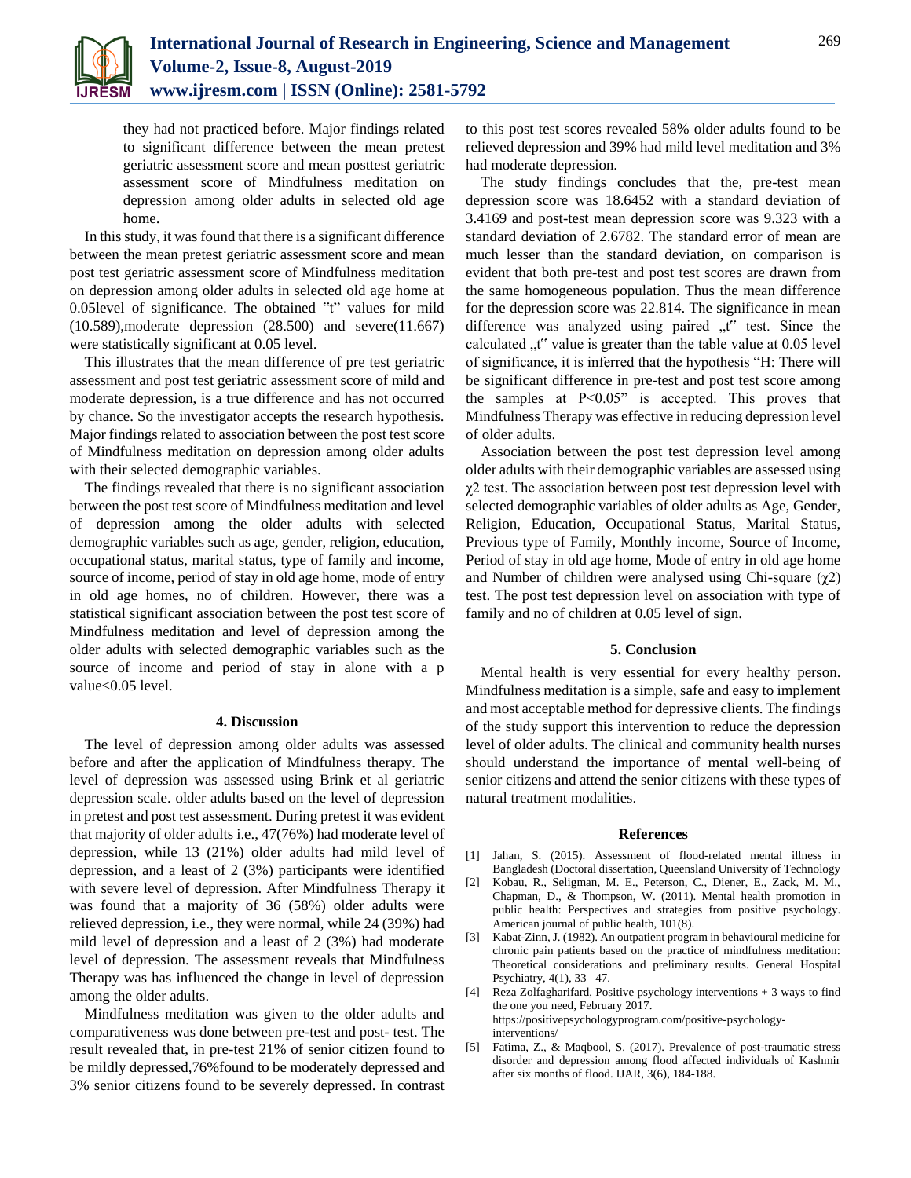they had not practiced before. Major findings related to significant difference between the mean pretest geriatric assessment score and mean posttest geriatric assessment score of Mindfulness meditation on depression among older adults in selected old age home.

In this study, it was found that there is a significant difference between the mean pretest geriatric assessment score and mean post test geriatric assessment score of Mindfulness meditation on depression among older adults in selected old age home at 0.05level of significance. The obtained "t" values for mild (10.589),moderate depression (28.500) and severe(11.667) were statistically significant at 0.05 level.

This illustrates that the mean difference of pre test geriatric assessment and post test geriatric assessment score of mild and moderate depression, is a true difference and has not occurred by chance. So the investigator accepts the research hypothesis. Major findings related to association between the post test score of Mindfulness meditation on depression among older adults with their selected demographic variables.

The findings revealed that there is no significant association between the post test score of Mindfulness meditation and level of depression among the older adults with selected demographic variables such as age, gender, religion, education, occupational status, marital status, type of family and income, source of income, period of stay in old age home, mode of entry in old age homes, no of children. However, there was a statistical significant association between the post test score of Mindfulness meditation and level of depression among the older adults with selected demographic variables such as the source of income and period of stay in alone with a p value<0.05 level.

## 4. Discussion

The level of depression among older adults was assessed before and after the application of Mindfulness therapy. The level of depression was assessed using Brink et al geriatric depression scale. older adults based on the level of depression in pretest and post test assessment. During pretest it was evident that majority of older adults i.e., 47(76%) had moderate level of depression, while 13 (21%) older adults had mild level of depression, and a least of 2 (3%) participants were identified with severe level of depression. After Mindfulness Therapy it was found that a majority of 36 (58%) older adults were relieved depression, i.e., they were normal, while 24 (39%) had mild level of depression and a least of 2 (3%) had moderate level of depression. The assessment reveals that Mindfulness Therapy was has influenced the change in level of depression among the older adults.

Mindfulness meditation was given to the older adults and comparativeness was done between pre-test and post- test. The result revealed that, in pre-test 21% of senior citizen found to be mildly depressed,76%found to be moderately depressed and 3% senior citizens found to be severely depressed. In contrast to this post test scores revealed 58% older adults found to be relieved depression and 39% had mild level meditation and 3% had moderate depression.

The study findings concludes that the, pre-test mean depression score was 18.6452 with a standard deviation of 3.4169 and post-test mean depression score was 9.323 with a standard deviation of 2.6782. The standard error of mean are much lesser than the standard deviation, on comparison is evident that both pre-test and post test scores are drawn from the same homogeneous population. Thus the mean difference for the depression score was 22.814. The significance in mean difference was analyzed using paired „t" test. Since the calculated „t" value is greater than the table value at 0.05 level of significance, it is inferred that the hypothesis "H: There will be significant difference in pre-test and post test score among the samples at P<0.05" is accepted. This proves that Mindfulness Therapy was effective in reducing depression level of older adults.

Association between the post test depression level among older adults with their demographic variables are assessed using $\chi2$ test. The association between post test depression level with selected demographic variables of older adults as Age, Gender, Religion, Education, Occupational Status, Marital Status, Previous type of Family, Monthly income, Source of Income, Period of stay in old age home, Mode of entry in old age home and Number of children were analysed using Chi-square ($\chi2$) test. The post test depression level on association with type of family and no of children at 0.05 level of sign.

## 5. Conclusion

Mental health is very essential for every healthy person. Mindfulness meditation is a simple, safe and easy to implement and most acceptable method for depressive clients. The findings of the study support this intervention to reduce the depression level of older adults. The clinical and community health nurses should understand the importance of mental well-being of senior citizens and attend the senior citizens with these types of natural treatment modalities.

## References

[1] Jahan, S. (2015). Assessment of flood-related mental illness in Bangladesh (Doctoral dissertation, Queensland University of Technology

[2] Kobau, R., Seligman, M. E., Peterson, C., Diener, E., Zack, M. M., Chapman, D., & Thompson, W. (2011). Mental health promotion in public health: Perspectives and strategies from positive psychology. American journal of public health, 101(8).

[3] Kabat-Zinn, J. (1982). An outpatient program in behavioural medicine for chronic pain patients based on the practice of mindfulness meditation: Theoretical considerations and preliminary results. General Hospital Psychiatry, 4(1), 33– 47.

[4] Reza Zolfagharifard, Positive psychology interventions + 3 ways to find the one you need, February 2017. https://positivepsychologyprogram.com/positive-psychology-interventions/

[5] Fatima, Z., & Maqbool, S. (2017). Prevalence of post-traumatic stress disorder and depression among flood affected individuals of Kashmir after six months of flood. IJAR, 3(6), 184-188.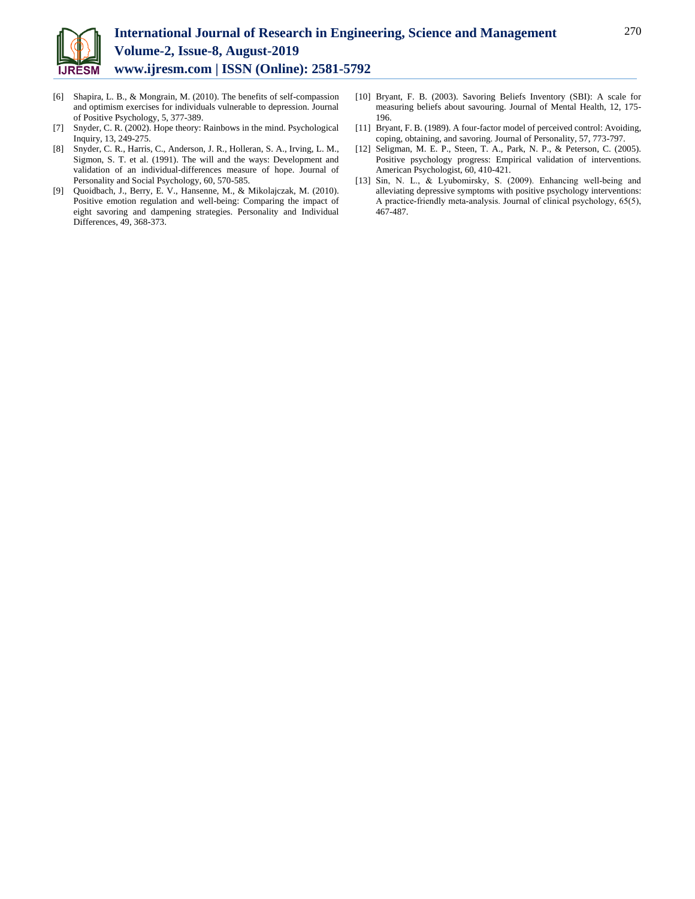[6] Shapira, L. B., & Mongrain, M. (2010). The benefits of self-compassion and optimism exercises for individuals vulnerable to depression. Journal of Positive Psychology, 5, 377-389.

[7] Snyder, C. R. (2002). Hope theory: Rainbows in the mind. Psychological Inquiry, 13, 249-275.

[8] Snyder, C. R., Harris, C., Anderson, J. R., Holleran, S. A., Irving, L. M., Sigmon, S. T. et al. (1991). The will and the ways: Development and validation of an individual-differences measure of hope. Journal of Personality and Social Psychology, 60, 570-585.

[9] Quoidbach, J., Berry, E. V., Hansenne, M., & Mikolajczak, M. (2010). Positive emotion regulation and well-being: Comparing the impact of eight savoring and dampening strategies. Personality and Individual Differences, 49, 368-373.

[10] Bryant, F. B. (2003). Savoring Beliefs Inventory (SBI): A scale for measuring beliefs about savouring. Journal of Mental Health, 12, 175-196.

[11] Bryant, F. B. (1989). A four-factor model of perceived control: Avoiding, coping, obtaining, and savoring. Journal of Personality, 57, 773-797.

[12] Seligman, M. E. P., Steen, T. A., Park, N. P., & Peterson, C. (2005). Positive psychology progress: Empirical validation of interventions. American Psychologist, 60, 410-421.

[13] Sin, N. L., & Lyubomirsky, S. (2009). Enhancing well-being and alleviating depressive symptoms with positive psychology interventions: A practice-friendly meta-analysis. Journal of clinical psychology, 65(5), 467-487.